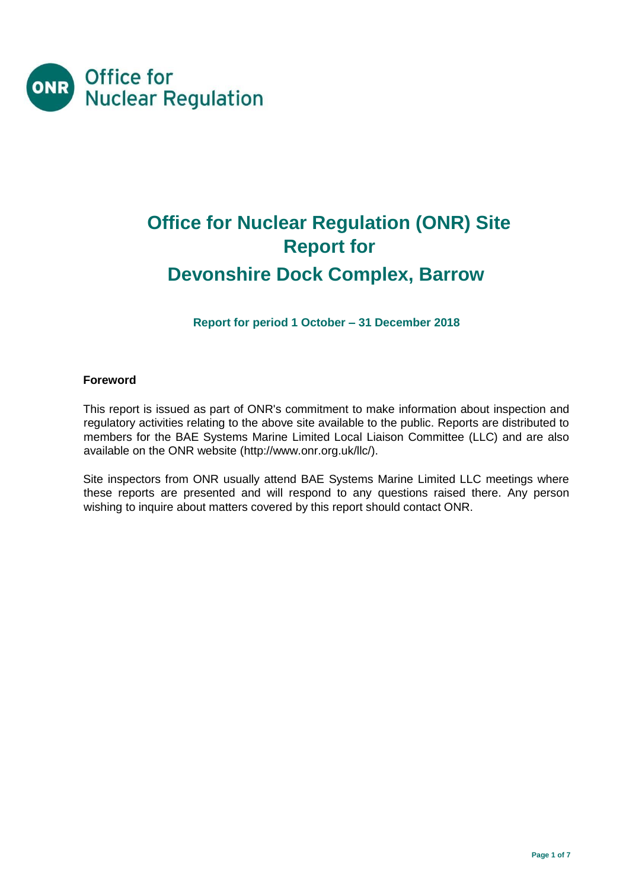Office for Nuclear Regulation

# Office for Nuclear Regulation (ONR) Site Report for Devonshire Dock Complex, Barrow

**Report for period 1 October – 31 December 2018**

**Foreword**

This report is issued as part of ONR's commitment to make information about inspection and regulatory activities relating to the above site available to the public. Reports are distributed to members for the BAE Systems Marine Limited Local Liaison Committee (LLC) and are also available on the ONR website (http://www.onr.org.uk/llc/).

Site inspectors from ONR usually attend BAE Systems Marine Limited LLC meetings where these reports are presented and will respond to any questions raised there. Any person wishing to inquire about matters covered by this report should contact ONR.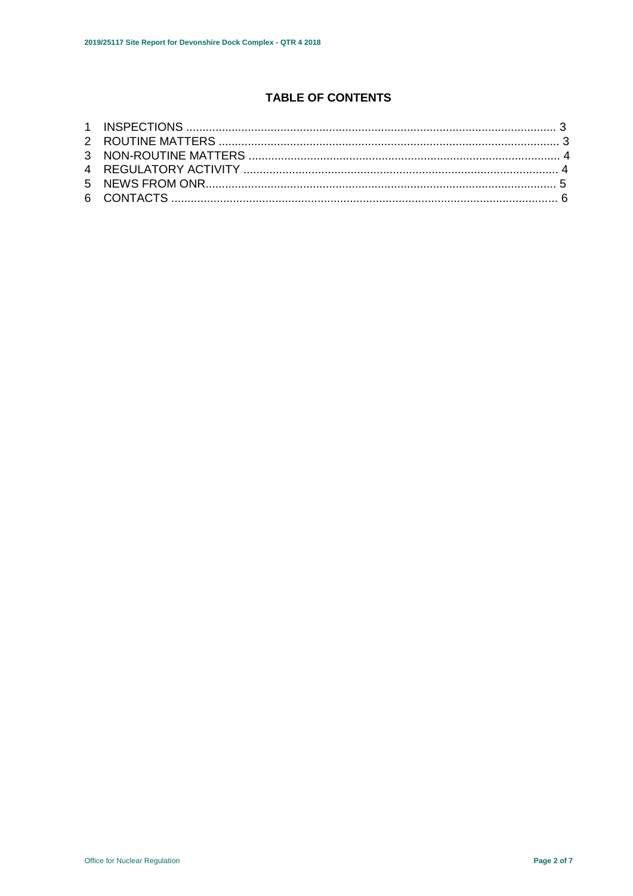## TABLE OF CONTENTS

1 INSPECTIONS ........................................................................................................... 3
2 ROUTINE MATTERS ................................................................................................. 3
3 NON-ROUTINE MATTERS ........................................................................................ 4
4 REGULATORY ACTIVITY ......................................................................................... 4
5 NEWS FROM ONR.................................................................................................... 5
6 CONTACTS ............................................................................................................... 6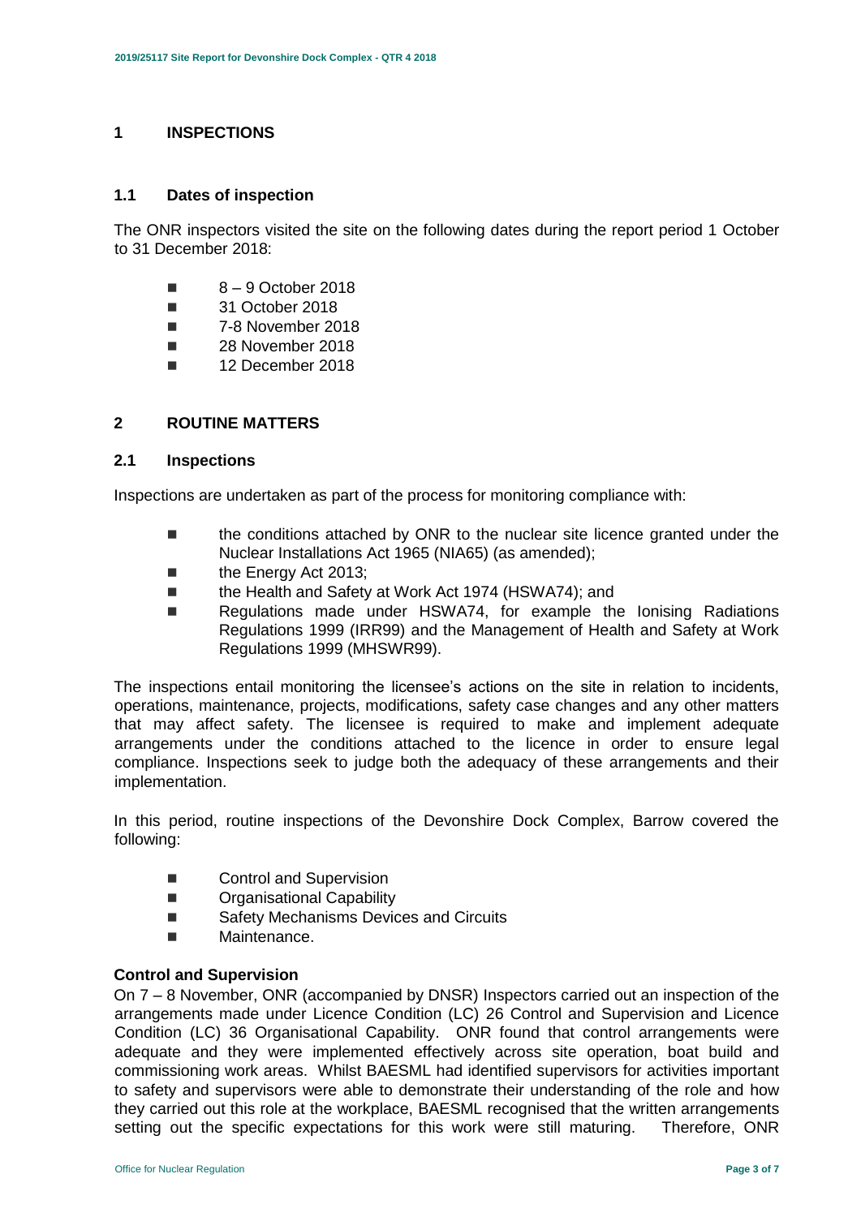# 1 INSPECTIONS

## 1.1 Dates of inspection

The ONR inspectors visited the site on the following dates during the report period 1 October to 31 December 2018:

- 8 – 9 October 2018
- 31 October 2018
- 7-8 November 2018
- 28 November 2018
- 12 December 2018

# 2 ROUTINE MATTERS

## 2.1 Inspections

Inspections are undertaken as part of the process for monitoring compliance with:

- the conditions attached by ONR to the nuclear site licence granted under the Nuclear Installations Act 1965 (NIA65) (as amended);
- the Energy Act 2013;
- the Health and Safety at Work Act 1974 (HSWA74); and
- Regulations made under HSWA74, for example the Ionising Radiations Regulations 1999 (IRR99) and the Management of Health and Safety at Work Regulations 1999 (MHSWR99).

The inspections entail monitoring the licensee's actions on the site in relation to incidents, operations, maintenance, projects, modifications, safety case changes and any other matters that may affect safety. The licensee is required to make and implement adequate arrangements under the conditions attached to the licence in order to ensure legal compliance. Inspections seek to judge both the adequacy of these arrangements and their implementation.

In this period, routine inspections of the Devonshire Dock Complex, Barrow covered the following:

- Control and Supervision
- Organisational Capability
- Safety Mechanisms Devices and Circuits
- Maintenance.

**Control and Supervision**

On 7 – 8 November, ONR (accompanied by DNSR) Inspectors carried out an inspection of the arrangements made under Licence Condition (LC) 26 Control and Supervision and Licence Condition (LC) 36 Organisational Capability. ONR found that control arrangements were adequate and they were implemented effectively across site operation, boat build and commissioning work areas. Whilst BAESML had identified supervisors for activities important to safety and supervisors were able to demonstrate their understanding of the role and how they carried out this role at the workplace, BAESML recognised that the written arrangements setting out the specific expectations for this work were still maturing. Therefore, ONR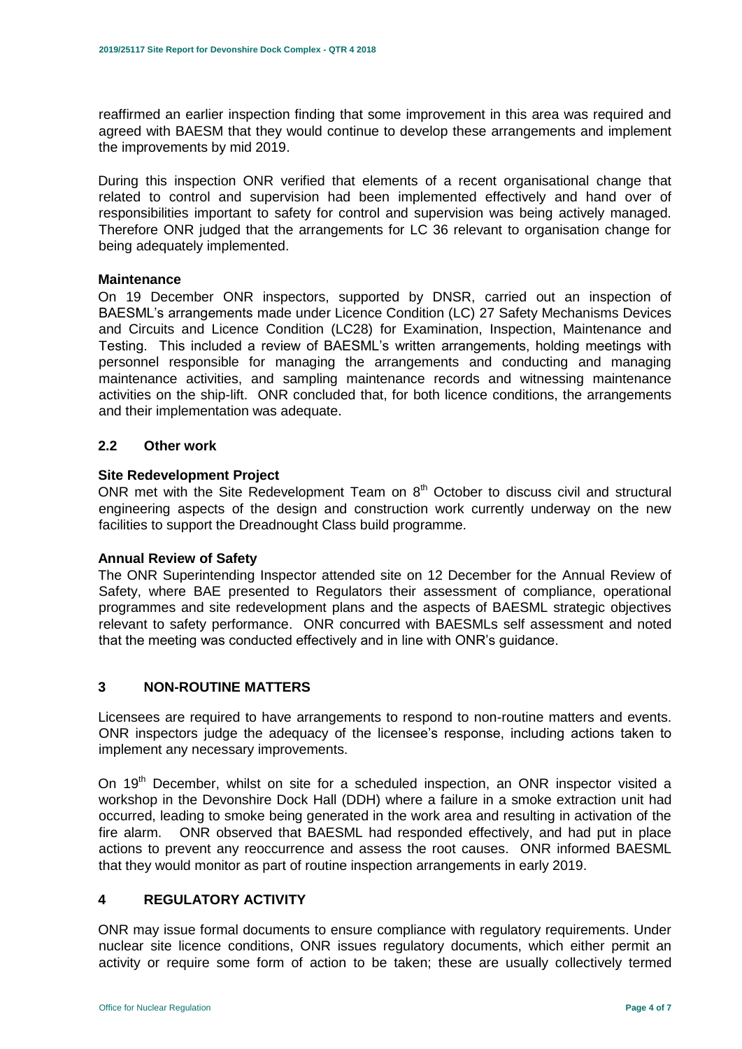reaffirmed an earlier inspection finding that some improvement in this area was required and agreed with BAESM that they would continue to develop these arrangements and implement the improvements by mid 2019.

During this inspection ONR verified that elements of a recent organisational change that related to control and supervision had been implemented effectively and hand over of responsibilities important to safety for control and supervision was being actively managed. Therefore ONR judged that the arrangements for LC 36 relevant to organisation change for being adequately implemented.

**Maintenance**

On 19 December ONR inspectors, supported by DNSR, carried out an inspection of BAESML's arrangements made under Licence Condition (LC) 27 Safety Mechanisms Devices and Circuits and Licence Condition (LC28) for Examination, Inspection, Maintenance and Testing. This included a review of BAESML's written arrangements, holding meetings with personnel responsible for managing the arrangements and conducting and managing maintenance activities, and sampling maintenance records and witnessing maintenance activities on the ship-lift. ONR concluded that, for both licence conditions, the arrangements and their implementation was adequate.

### 2.2 Other work

**Site Redevelopment Project**

ONR met with the Site Redevelopment Team on 8th October to discuss civil and structural engineering aspects of the design and construction work currently underway on the new facilities to support the Dreadnought Class build programme.

**Annual Review of Safety**

The ONR Superintending Inspector attended site on 12 December for the Annual Review of Safety, where BAE presented to Regulators their assessment of compliance, operational programmes and site redevelopment plans and the aspects of BAESML strategic objectives relevant to safety performance. ONR concurred with BAESMLs self assessment and noted that the meeting was conducted effectively and in line with ONR's guidance.

## 3 NON-ROUTINE MATTERS

Licensees are required to have arrangements to respond to non-routine matters and events. ONR inspectors judge the adequacy of the licensee's response, including actions taken to implement any necessary improvements.

On 19th December, whilst on site for a scheduled inspection, an ONR inspector visited a workshop in the Devonshire Dock Hall (DDH) where a failure in a smoke extraction unit had occurred, leading to smoke being generated in the work area and resulting in activation of the fire alarm. ONR observed that BAESML had responded effectively, and had put in place actions to prevent any reoccurrence and assess the root causes. ONR informed BAESML that they would monitor as part of routine inspection arrangements in early 2019.

## 4 REGULATORY ACTIVITY

ONR may issue formal documents to ensure compliance with regulatory requirements. Under nuclear site licence conditions, ONR issues regulatory documents, which either permit an activity or require some form of action to be taken; these are usually collectively termed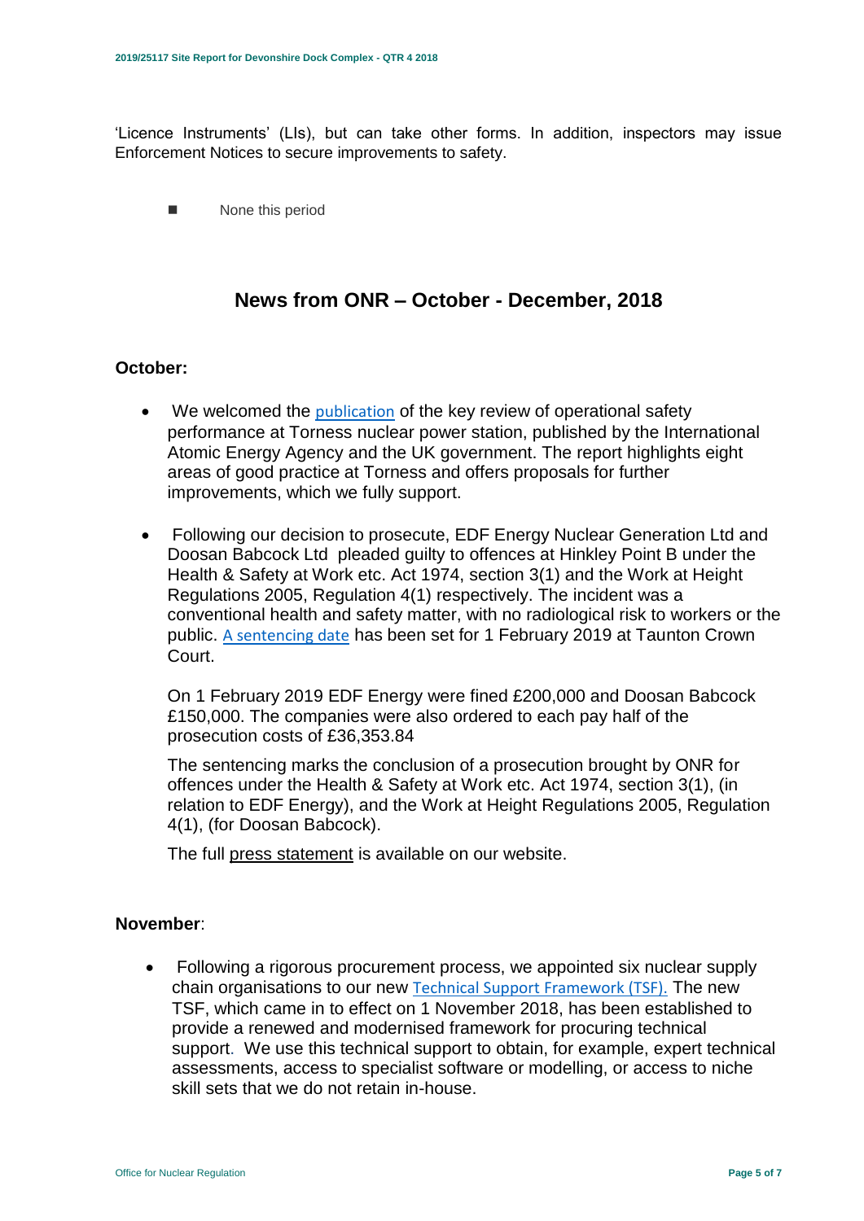'Licence Instruments' (LIs), but can take other forms. In addition, inspectors may issue Enforcement Notices to secure improvements to safety.

- None this period

## News from ONR – October - December, 2018

**October:**

- We welcomed the publication of the key review of operational safety performance at Torness nuclear power station, published by the International Atomic Energy Agency and the UK government. The report highlights eight areas of good practice at Torness and offers proposals for further improvements, which we fully support.

- Following our decision to prosecute, EDF Energy Nuclear Generation Ltd and Doosan Babcock Ltd pleaded guilty to offences at Hinkley Point B under the Health & Safety at Work etc. Act 1974, section 3(1) and the Work at Height Regulations 2005, Regulation 4(1) respectively. The incident was a conventional health and safety matter, with no radiological risk to workers or the public. A sentencing date has been set for 1 February 2019 at Taunton Crown Court.

  On 1 February 2019 EDF Energy were fined £200,000 and Doosan Babcock £150,000. The companies were also ordered to each pay half of the prosecution costs of £36,353.84

  The sentencing marks the conclusion of a prosecution brought by ONR for offences under the Health & Safety at Work etc. Act 1974, section 3(1), (in relation to EDF Energy), and the Work at Height Regulations 2005, Regulation 4(1), (for Doosan Babcock).

  The full press statement is available on our website.

**November**:

- Following a rigorous procurement process, we appointed six nuclear supply chain organisations to our new Technical Support Framework (TSF). The new TSF, which came in to effect on 1 November 2018, has been established to provide a renewed and modernised framework for procuring technical support. We use this technical support to obtain, for example, expert technical assessments, access to specialist software or modelling, or access to niche skill sets that we do not retain in-house.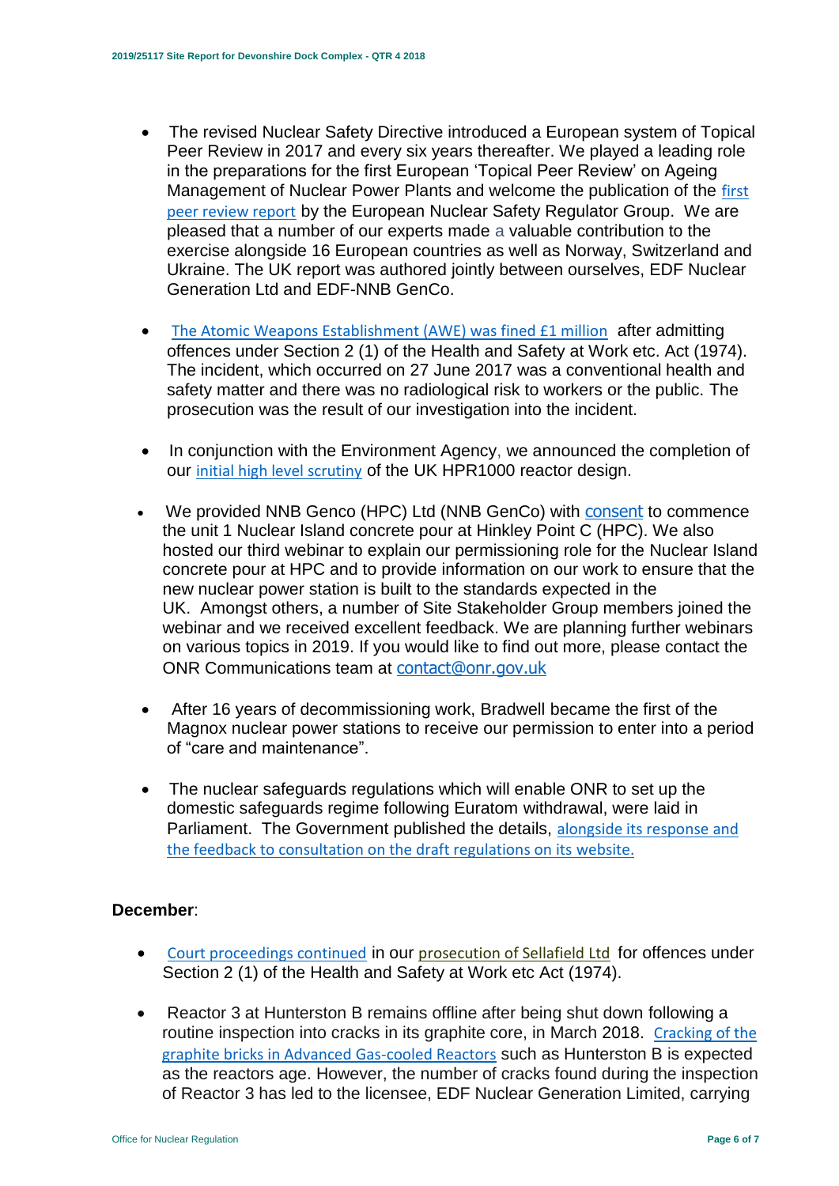- The revised Nuclear Safety Directive introduced a European system of Topical Peer Review in 2017 and every six years thereafter. We played a leading role in the preparations for the first European 'Topical Peer Review' on Ageing Management of Nuclear Power Plants and welcome the publication of the first peer review report by the European Nuclear Safety Regulator Group. We are pleased that a number of our experts made a valuable contribution to the exercise alongside 16 European countries as well as Norway, Switzerland and Ukraine. The UK report was authored jointly between ourselves, EDF Nuclear Generation Ltd and EDF-NNB GenCo.

- The Atomic Weapons Establishment (AWE) was fined £1 million after admitting offences under Section 2 (1) of the Health and Safety at Work etc. Act (1974). The incident, which occurred on 27 June 2017 was a conventional health and safety matter and there was no radiological risk to workers or the public. The prosecution was the result of our investigation into the incident.

- In conjunction with the Environment Agency, we announced the completion of our initial high level scrutiny of the UK HPR1000 reactor design.

- We provided NNB Genco (HPC) Ltd (NNB GenCo) with consent to commence the unit 1 Nuclear Island concrete pour at Hinkley Point C (HPC). We also hosted our third webinar to explain our permissioning role for the Nuclear Island concrete pour at HPC and to provide information on our work to ensure that the new nuclear power station is built to the standards expected in the UK. Amongst others, a number of Site Stakeholder Group members joined the webinar and we received excellent feedback. We are planning further webinars on various topics in 2019. If you would like to find out more, please contact the ONR Communications team at contact@onr.gov.uk

- After 16 years of decommissioning work, Bradwell became the first of the Magnox nuclear power stations to receive our permission to enter into a period of "care and maintenance".

- The nuclear safeguards regulations which will enable ONR to set up the domestic safeguards regime following Euratom withdrawal, were laid in Parliament. The Government published the details, alongside its response and the feedback to consultation on the draft regulations on its website.

**December**:

- Court proceedings continued in our prosecution of Sellafield Ltd for offences under Section 2 (1) of the Health and Safety at Work etc Act (1974).

- Reactor 3 at Hunterston B remains offline after being shut down following a routine inspection into cracks in its graphite core, in March 2018. Cracking of the graphite bricks in Advanced Gas-cooled Reactors such as Hunterston B is expected as the reactors age. However, the number of cracks found during the inspection of Reactor 3 has led to the licensee, EDF Nuclear Generation Limited, carrying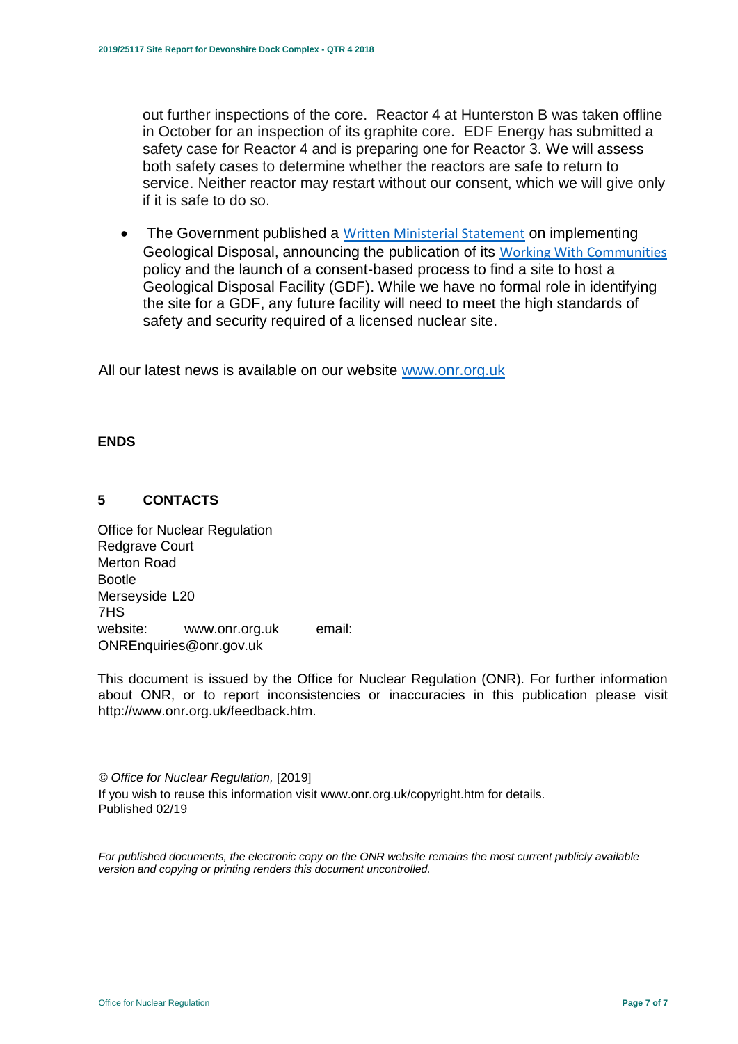out further inspections of the core. Reactor 4 at Hunterston B was taken offline in October for an inspection of its graphite core. EDF Energy has submitted a safety case for Reactor 4 and is preparing one for Reactor 3. We will assess both safety cases to determine whether the reactors are safe to return to service. Neither reactor may restart without our consent, which we will give only if it is safe to do so.

- The Government published a Written Ministerial Statement on implementing Geological Disposal, announcing the publication of its Working With Communities policy and the launch of a consent-based process to find a site to host a Geological Disposal Facility (GDF). While we have no formal role in identifying the site for a GDF, any future facility will need to meet the high standards of safety and security required of a licensed nuclear site.

All our latest news is available on our website www.onr.org.uk

**ENDS**

## 5 CONTACTS

Office for Nuclear Regulation
Redgrave Court
Merton Road
Bootle
Merseyside L20
7HS
website: www.onr.org.uk email:
ONREnquiries@onr.gov.uk

This document is issued by the Office for Nuclear Regulation (ONR). For further information about ONR, or to report inconsistencies or inaccuracies in this publication please visit http://www.onr.org.uk/feedback.htm.

© *Office for Nuclear Regulation,* [2019]
If you wish to reuse this information visit www.onr.org.uk/copyright.htm for details.
Published 02/19

*For published documents, the electronic copy on the ONR website remains the most current publicly available version and copying or printing renders this document uncontrolled.*